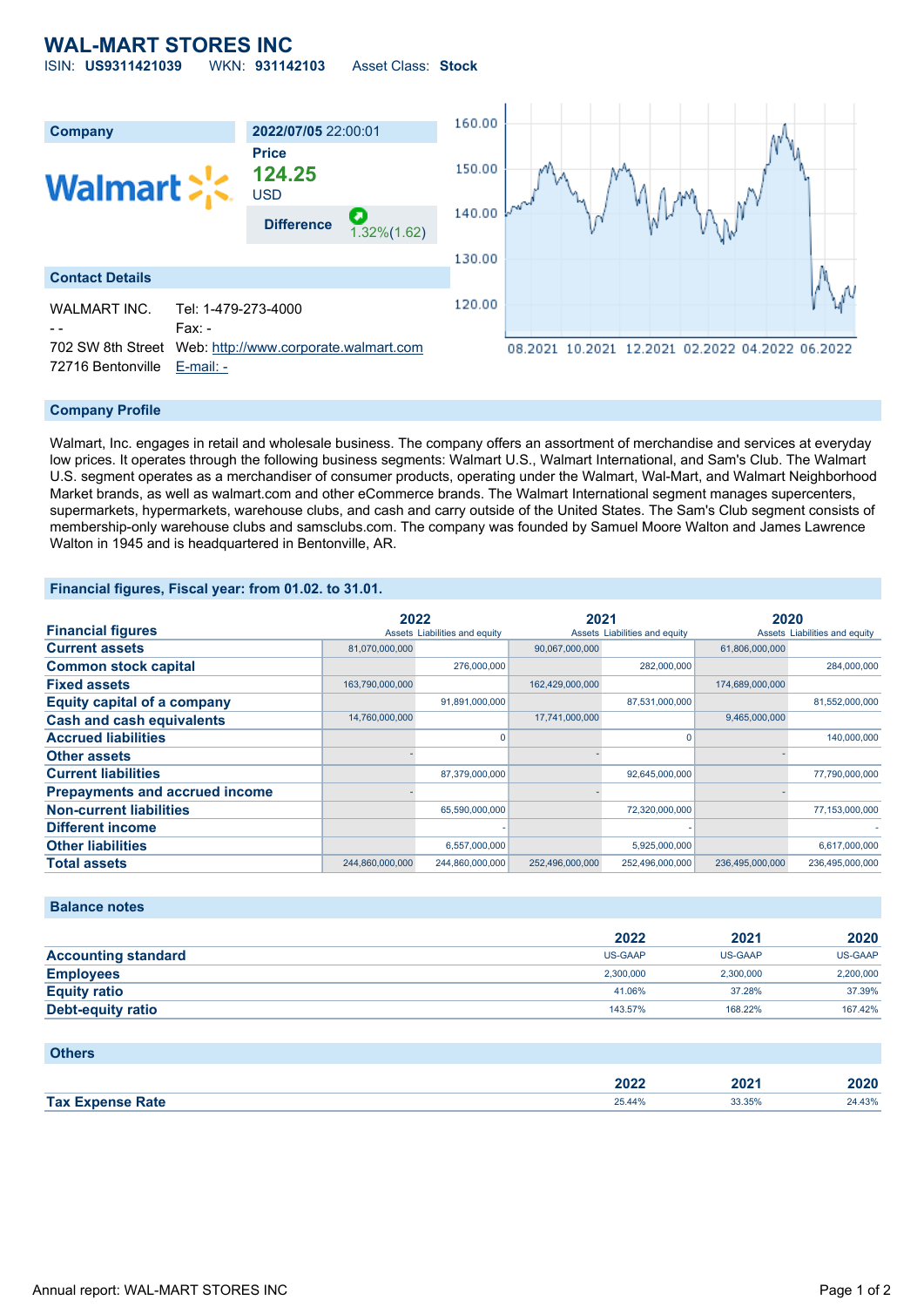# WAL-MART STORES INC

ISIN: **US9311421039** WKN: **931142103** Asset Class: **Stock**

| Company | 2022/07/05 22:00:01 |
|---|---|
| Walmart | **Price** |
| | **124.25** |
| | USD |
| | **Difference** 1.32%(1.62) |

## Contact Details

| | |
|---|---|
| WALMART INC. | Tel: 1-479-273-4000 |
| - - | Fax: - |
| 702 SW 8th Street | Web: http://www.corporate.walmart.com |
| 72716 Bentonville | E-mail: - |

## Company Profile

Walmart, Inc. engages in retail and wholesale business. The company offers an assortment of merchandise and services at everyday low prices. It operates through the following business segments: Walmart U.S., Walmart International, and Sam's Club. The Walmart U.S. segment operates as a merchandiser of consumer products, operating under the Walmart, Wal-Mart, and Walmart Neighborhood Market brands, as well as walmart.com and other eCommerce brands. The Walmart International segment manages supercenters, supermarkets, hypermarkets, warehouse clubs, and cash and carry outside of the United States. The Sam's Club segment consists of membership-only warehouse clubs and samsclubs.com. The company was founded by Samuel Moore Walton and James Lawrence Walton in 1945 and is headquartered in Bentonville, AR.

## Financial figures, Fiscal year: from 01.02. to 31.01.

| Financial figures | 2022 | | 2021 | | 2020 | |
|---|---|---|---|---|---|---|
| | Assets | Liabilities and equity | Assets | Liabilities and equity | Assets | Liabilities and equity |
| **Current assets** | 81,070,000,000 | | 90,067,000,000 | | 61,806,000,000 | |
| **Common stock capital** | | 276,000,000 | | 282,000,000 | | 284,000,000 |
| **Fixed assets** | 163,790,000,000 | | 162,429,000,000 | | 174,689,000,000 | |
| **Equity capital of a company** | | 91,891,000,000 | | 87,531,000,000 | | 81,552,000,000 |
| **Cash and cash equivalents** | 14,760,000,000 | | 17,741,000,000 | | 9,465,000,000 | |
| **Accrued liabilities** | | 0 | | 0 | | 140,000,000 |
| **Other assets** | - | | - | | - | |
| **Current liabilities** | | 87,379,000,000 | | 92,645,000,000 | | 77,790,000,000 |
| **Prepayments and accrued income** | - | | - | | - | |
| **Non-current liabilities** | | 65,590,000,000 | | 72,320,000,000 | | 77,153,000,000 |
| **Different income** | | - | | - | | - |
| **Other liabilities** | | 6,557,000,000 | | 5,925,000,000 | | 6,617,000,000 |
| **Total assets** | 244,860,000,000 | 244,860,000,000 | 252,496,000,000 | 252,496,000,000 | 236,495,000,000 | 236,495,000,000 |

## Balance notes

| | 2022 | 2021 | 2020 |
|---|---|---|---|
| **Accounting standard** | US-GAAP | US-GAAP | US-GAAP |
| **Employees** | 2,300,000 | 2,300,000 | 2,200,000 |
| **Equity ratio** | 41.06% | 37.28% | 37.39% |
| **Debt-equity ratio** | 143.57% | 168.22% | 167.42% |

## Others

| | 2022 | 2021 | 2020 |
|---|---|---|---|
| **Tax Expense Rate** | 25.44% | 33.35% | 24.43% |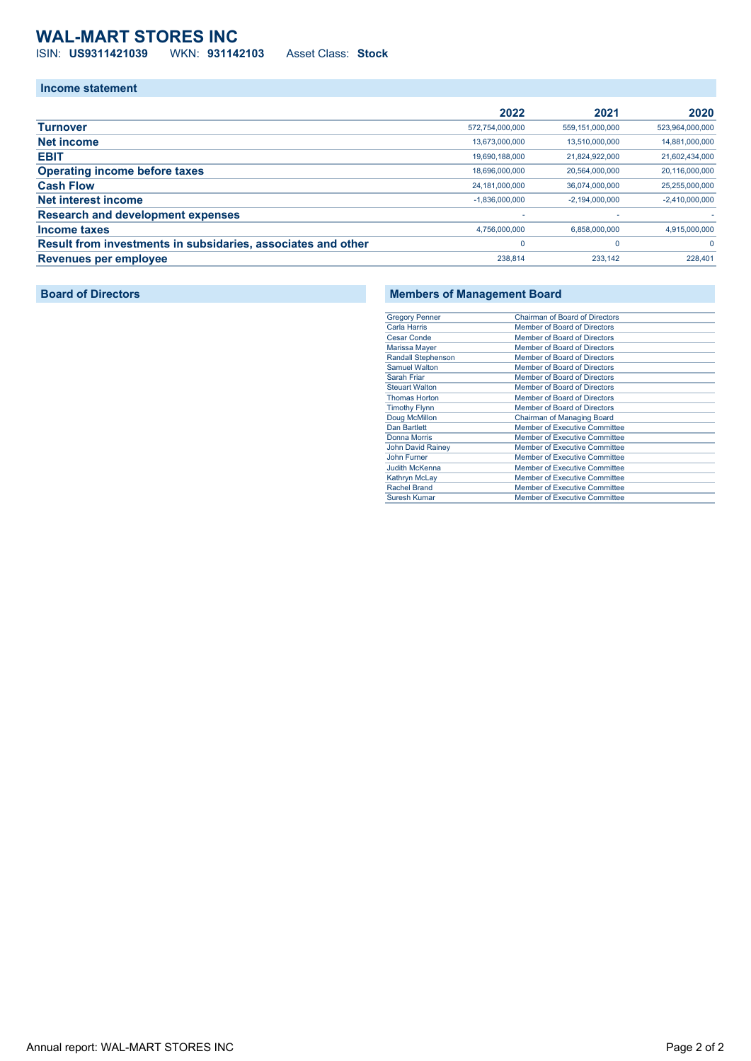# WAL-MART STORES INC

ISIN: **US9311421039** WKN: **931142103** Asset Class: **Stock**

## Income statement

| | 2022 | 2021 | 2020 |
|---|---|---|---|
| **Turnover** | 572,754,000,000 | 559,151,000,000 | 523,964,000,000 |
| **Net income** | 13,673,000,000 | 13,510,000,000 | 14,881,000,000 |
| **EBIT** | 19,690,188,000 | 21,824,922,000 | 21,602,434,000 |
| **Operating income before taxes** | 18,696,000,000 | 20,564,000,000 | 20,116,000,000 |
| **Cash Flow** | 24,181,000,000 | 36,074,000,000 | 25,255,000,000 |
| **Net interest income** | -1,836,000,000 | -2,194,000,000 | -2,410,000,000 |
| **Research and development expenses** | - | - | - |
| **Income taxes** | 4,756,000,000 | 6,858,000,000 | 4,915,000,000 |
| **Result from investments in subsidaries, associates and other** | 0 | 0 | 0 |
| **Revenues per employee** | 238,814 | 233,142 | 228,401 |

## Board of Directors

## Members of Management Board

| | |
|---|---|
| Gregory Penner | Chairman of Board of Directors |
| Carla Harris | Member of Board of Directors |
| Cesar Conde | Member of Board of Directors |
| Marissa Mayer | Member of Board of Directors |
| Randall Stephenson | Member of Board of Directors |
| Samuel Walton | Member of Board of Directors |
| Sarah Friar | Member of Board of Directors |
| Steuart Walton | Member of Board of Directors |
| Thomas Horton | Member of Board of Directors |
| Timothy Flynn | Member of Board of Directors |
| Doug McMillon | Chairman of Managing Board |
| Dan Bartlett | Member of Executive Committee |
| Donna Morris | Member of Executive Committee |
| John David Rainey | Member of Executive Committee |
| John Furner | Member of Executive Committee |
| Judith McKenna | Member of Executive Committee |
| Kathryn McLay | Member of Executive Committee |
| Rachel Brand | Member of Executive Committee |
| Suresh Kumar | Member of Executive Committee |